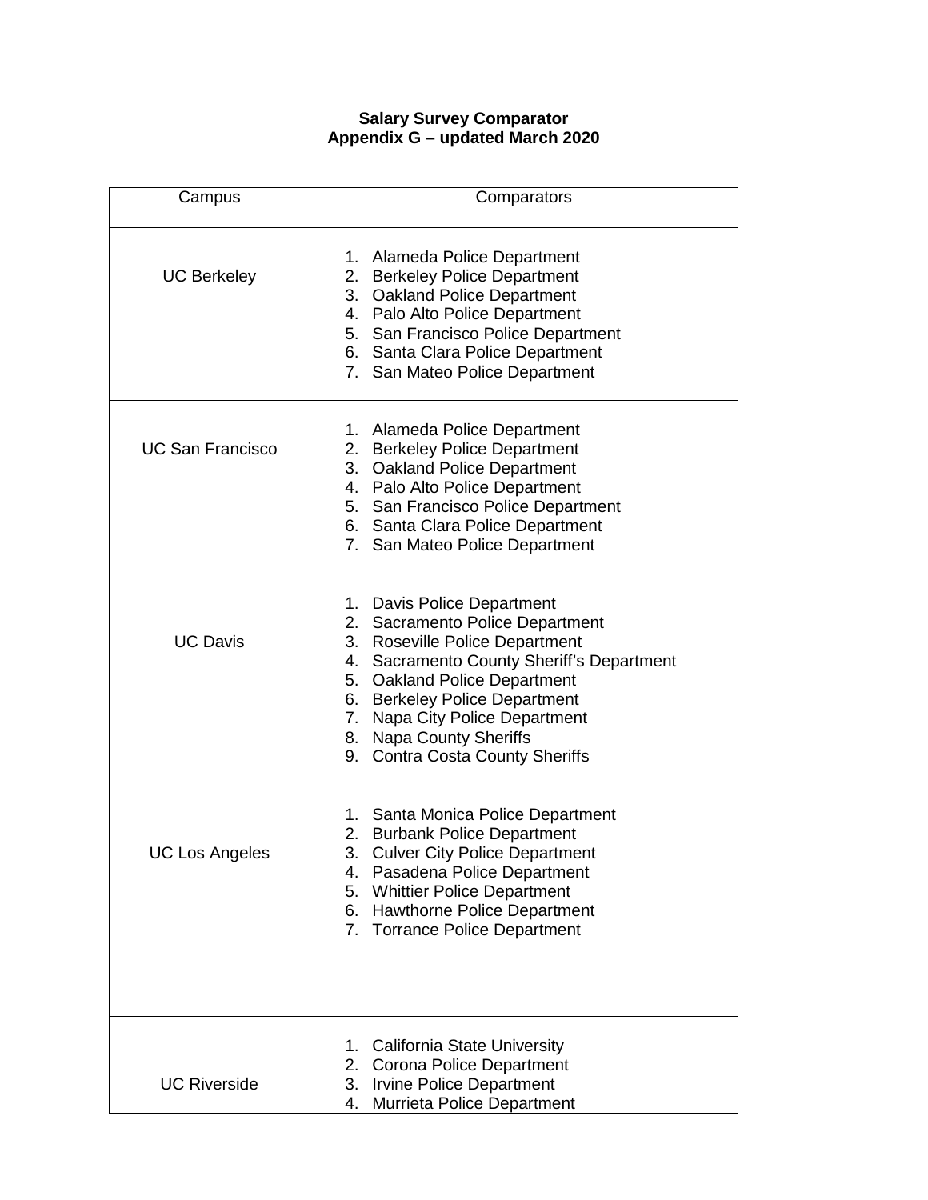**Salary Survey Comparator**
**Appendix G – updated March 2020**

| Campus | Comparators |
|---|---|
| UC Berkeley | 1. Alameda Police Department<br>2. Berkeley Police Department<br>3. Oakland Police Department<br>4. Palo Alto Police Department<br>5. San Francisco Police Department<br>6. Santa Clara Police Department<br>7. San Mateo Police Department |
| UC San Francisco | 1. Alameda Police Department<br>2. Berkeley Police Department<br>3. Oakland Police Department<br>4. Palo Alto Police Department<br>5. San Francisco Police Department<br>6. Santa Clara Police Department<br>7. San Mateo Police Department |
| UC Davis | 1. Davis Police Department<br>2. Sacramento Police Department<br>3. Roseville Police Department<br>4. Sacramento County Sheriff's Department<br>5. Oakland Police Department<br>6. Berkeley Police Department<br>7. Napa City Police Department<br>8. Napa County Sheriffs<br>9. Contra Costa County Sheriffs |
| UC Los Angeles | 1. Santa Monica Police Department<br>2. Burbank Police Department<br>3. Culver City Police Department<br>4. Pasadena Police Department<br>5. Whittier Police Department<br>6. Hawthorne Police Department<br>7. Torrance Police Department |
| UC Riverside | 1. California State University<br>2. Corona Police Department<br>3. Irvine Police Department<br>4. Murrieta Police Department |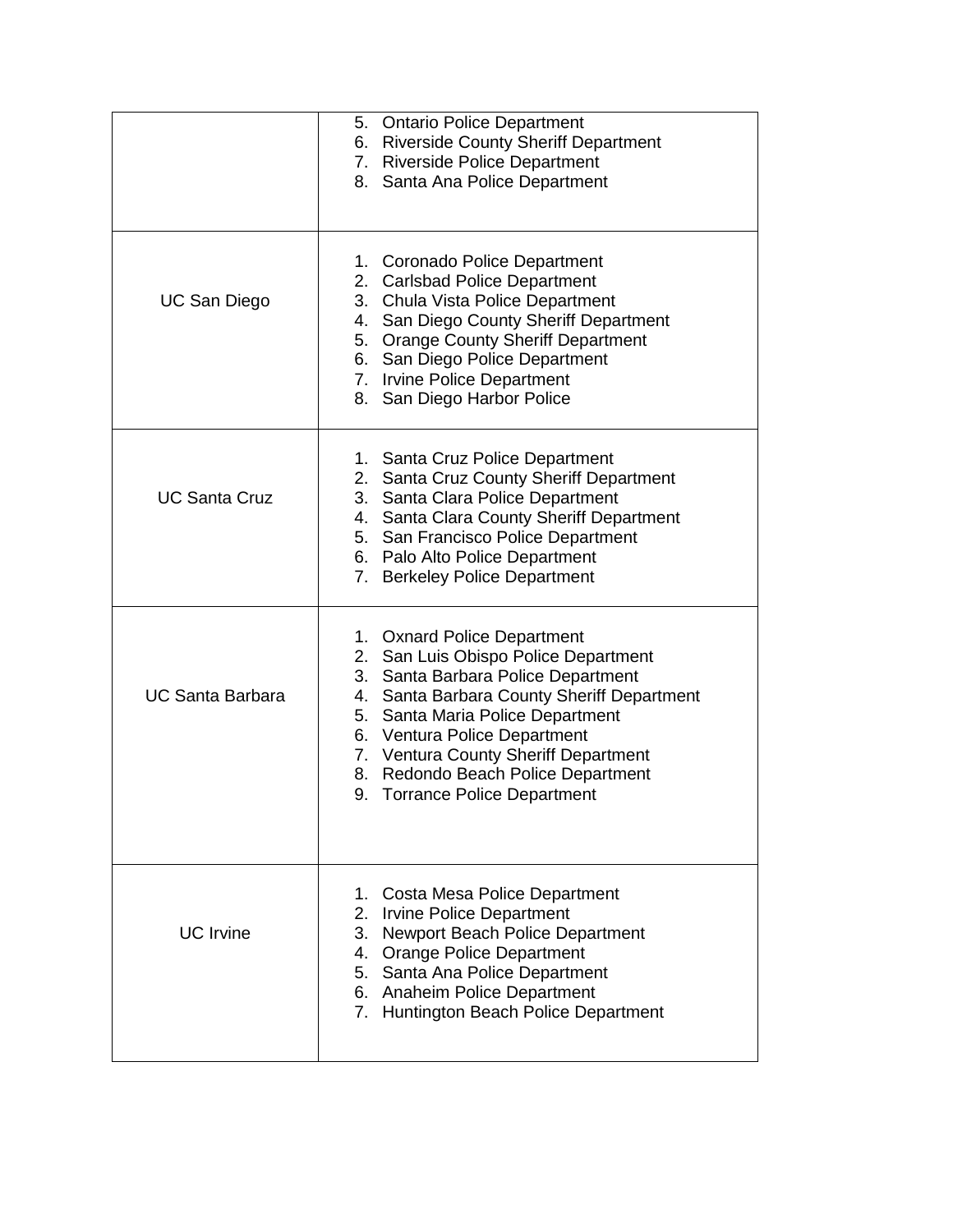| | |
|---|---|
| | 5. Ontario Police Department<br>6. Riverside County Sheriff Department<br>7. Riverside Police Department<br>8. Santa Ana Police Department |
| UC San Diego | 1. Coronado Police Department<br>2. Carlsbad Police Department<br>3. Chula Vista Police Department<br>4. San Diego County Sheriff Department<br>5. Orange County Sheriff Department<br>6. San Diego Police Department<br>7. Irvine Police Department<br>8. San Diego Harbor Police |
| UC Santa Cruz | 1. Santa Cruz Police Department<br>2. Santa Cruz County Sheriff Department<br>3. Santa Clara Police Department<br>4. Santa Clara County Sheriff Department<br>5. San Francisco Police Department<br>6. Palo Alto Police Department<br>7. Berkeley Police Department |
| UC Santa Barbara | 1. Oxnard Police Department<br>2. San Luis Obispo Police Department<br>3. Santa Barbara Police Department<br>4. Santa Barbara County Sheriff Department<br>5. Santa Maria Police Department<br>6. Ventura Police Department<br>7. Ventura County Sheriff Department<br>8. Redondo Beach Police Department<br>9. Torrance Police Department |
| UC Irvine | 1. Costa Mesa Police Department<br>2. Irvine Police Department<br>3. Newport Beach Police Department<br>4. Orange Police Department<br>5. Santa Ana Police Department<br>6. Anaheim Police Department<br>7. Huntington Beach Police Department |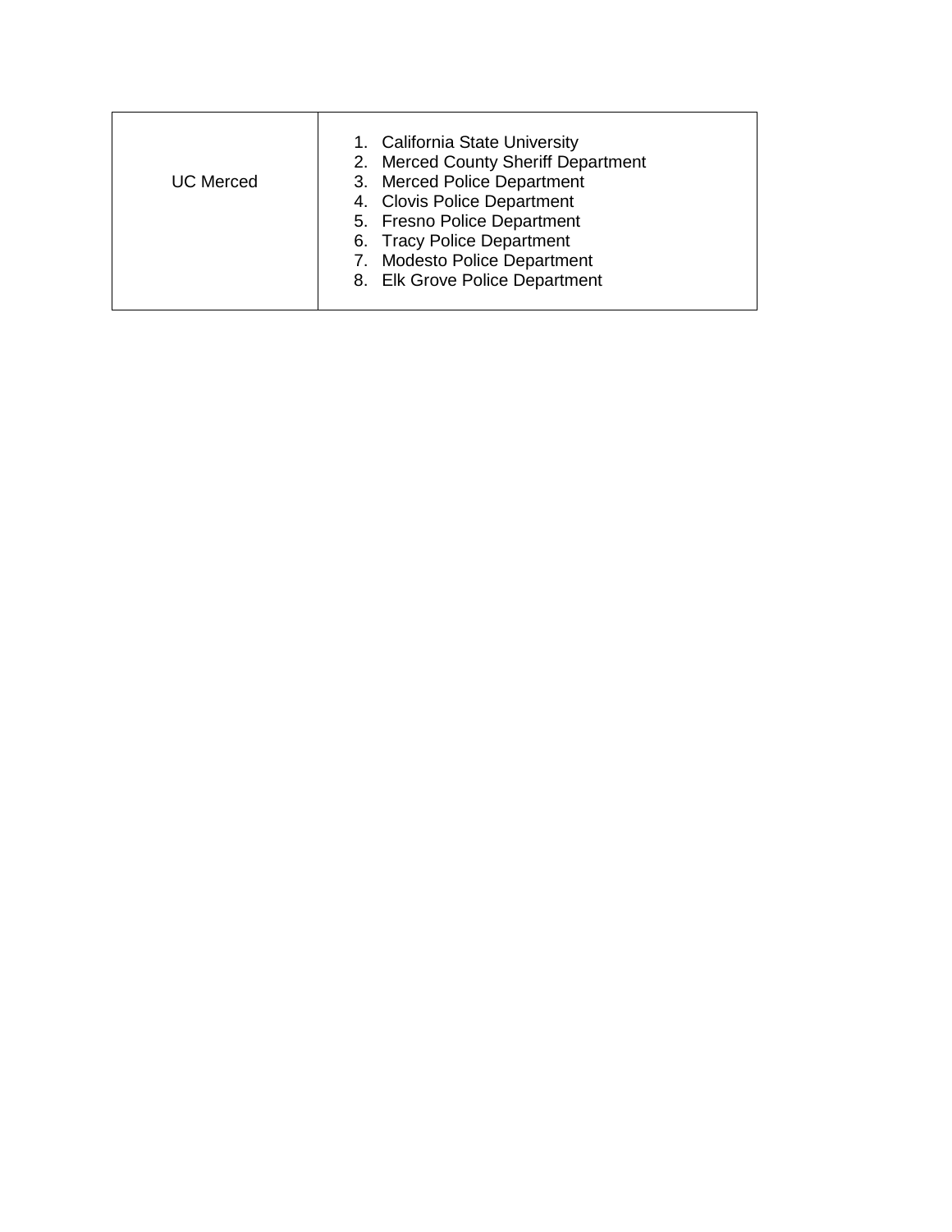| | |
|---|---|
| UC Merced | 1. California State University<br>2. Merced County Sheriff Department<br>3. Merced Police Department<br>4. Clovis Police Department<br>5. Fresno Police Department<br>6. Tracy Police Department<br>7. Modesto Police Department<br>8. Elk Grove Police Department |